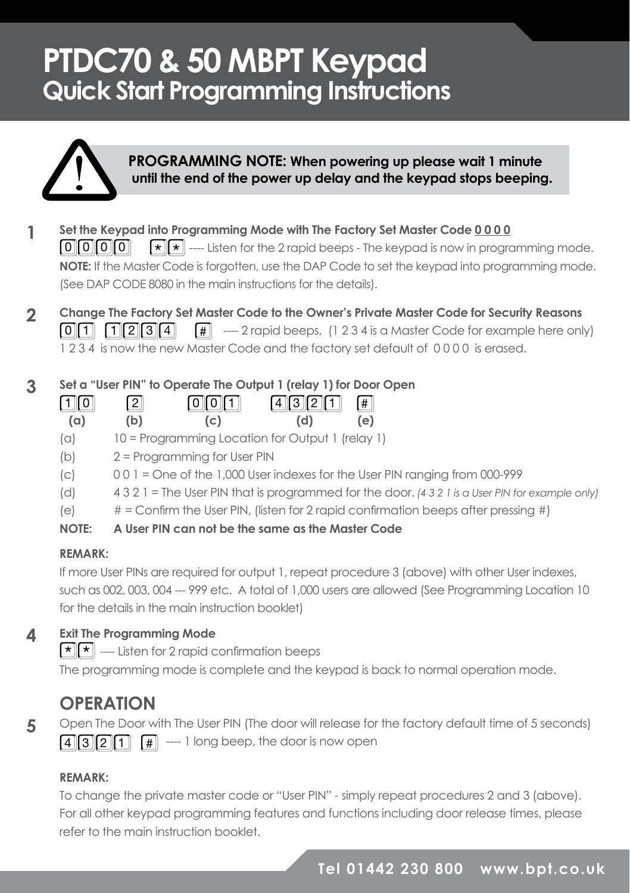# PTDC70 & 50 MBPT Keypad
## Quick Start Programming Instructions

**PROGRAMMING NOTE: When powering up please wait 1 minute until the end of the power up delay and the keypad stops beeping.**

**1** **Set the Keypad into Programming Mode with The Factory Set Master Code <u>0 0 0 0</u>**

0 0 0 0 * * ---- Listen for the 2 rapid beeps - The keypad is now in programming mode.

**NOTE:** If the Master Code is forgotten, use the DAP Code to set the keypad into programming mode. (See DAP CODE 8080 in the main instructions for the details).

**2** **Change The Factory Set Master Code to the Owner's Private Master Code for Security Reasons**

0 1 1 2 3 4 # ---- 2 rapid beeps, (1 2 3 4 is a Master Code for example here only)

1 2 3 4 is now the new Master Code and the factory set default of 0 0 0 0 is erased.

**3** **Set a "User PIN" to Operate The Output 1 (relay 1) for Door Open**

| 1 0 | 2 | 0 0 1 | 4 3 2 1 | # |
|---|---|---|---|---|
| **(a)** | **(b)** | **(c)** | **(d)** | **(e)** |

(a) 10 = Programming Location for Output 1 (relay 1)

(b) 2 = Programming for User PIN

(c) 0 0 1 = One of the 1,000 User indexes for the User PIN ranging from 000-999

(d) 4 3 2 1 = The User PIN that is programmed for the door. *(4 3 2 1 is a User PIN for example only)*

(e) # = Confirm the User PIN, (listen for 2 rapid confirmation beeps after pressing #)

**NOTE: A User PIN can not be the same as the Master Code**

**REMARK:**

If more User PINs are required for output 1, repeat procedure 3 (above) with other User indexes, such as 002, 003, 004 --- 999 etc. A total of 1,000 users are allowed (See Programming Location 10 for the details in the main instruction booklet)

**4** **Exit The Programming Mode**

* * ---- Listen for 2 rapid confirmation beeps

The programming mode is complete and the keypad is back to normal operation mode.

## OPERATION

**5** Open The Door with The User PIN (The door will release for the factory default time of 5 seconds)

4 3 2 1 # ---- 1 long beep, the door is now open

**REMARK:**

To change the private master code or "User PIN" - simply repeat procedures 2 and 3 (above). For all other keypad programming features and functions including door release times, please refer to the main instruction booklet.

**Tel 01442 230 800 www.bpt.co.uk**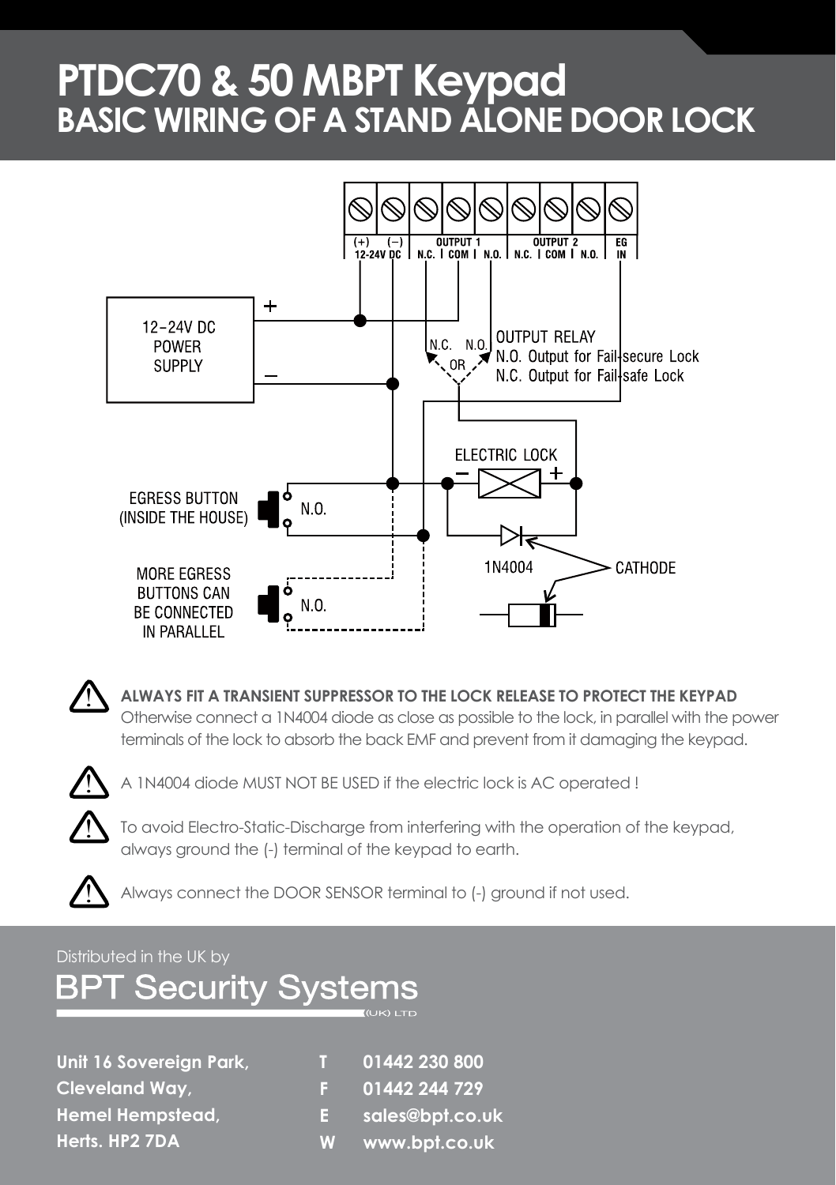# PTDC70 & 50 MBPT Keypad
## BASIC WIRING OF A STAND ALONE DOOR LOCK

(+) (−)
12-24V DC
OUTPUT 1
N.C. | COM | N.O.
OUTPUT 2
N.C. | COM | N.O.
EG
IN

12-24V DC
POWER
SUPPLY

N.C. N.O.
OR
OUTPUT RELAY
N.O. Output for Fail-secure Lock
N.C. Output for Fail-safe Lock

ELECTRIC LOCK

EGRESS BUTTON
(INSIDE THE HOUSE)
N.O.

1N4004
CATHODE

MORE EGRESS
BUTTONS CAN
BE CONNECTED
IN PARALLEL
N.O.

**ALWAYS FIT A TRANSIENT SUPPRESSOR TO THE LOCK RELEASE TO PROTECT THE KEYPAD**
Otherwise connect a 1N4004 diode as close as possible to the lock, in parallel with the power terminals of the lock to absorb the back EMF and prevent from it damaging the keypad.

A 1N4004 diode MUST NOT BE USED if the electric lock is AC operated !

To avoid Electro-Static-Discharge from interfering with the operation of the keypad, always ground the (-) terminal of the keypad to earth.

Always connect the DOOR SENSOR terminal to (-) ground if not used.

Distributed in the UK by

BPT Security Systems (UK) LTD

**Unit 16 Sovereign Park,**
**Cleveland Way,**
**Hemel Hempstead,**
**Herts. HP2 7DA**

**T** 01442 230 800
**F** 01442 244 729
**E** sales@bpt.co.uk
**W** www.bpt.co.uk